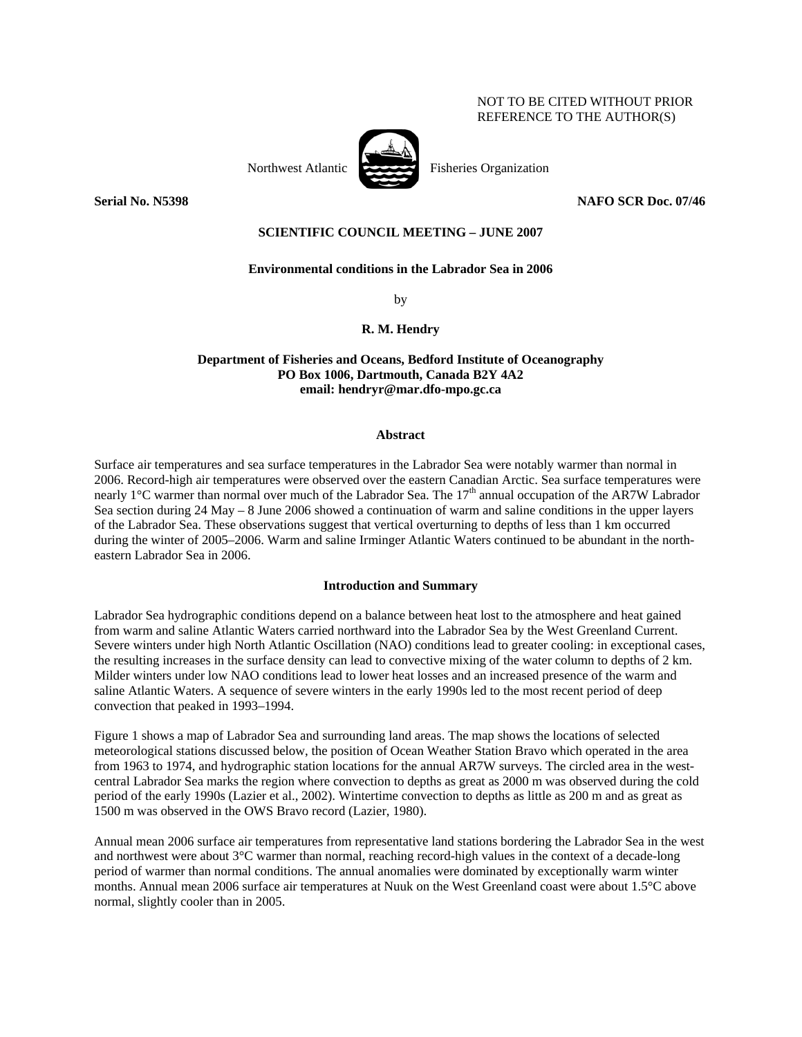NOT TO BE CITED WITHOUT PRIOR REFERENCE TO THE AUTHOR(S)

Northwest Atlantic Fisheries Organization

**Serial No. N5398** **NAFO SCR Doc. 07/46**

**SCIENTIFIC COUNCIL MEETING – JUNE 2007**

# Environmental conditions in the Labrador Sea in 2006

by

**R. M. Hendry**

**Department of Fisheries and Oceans, Bedford Institute of Oceanography**
**PO Box 1006, Dartmouth, Canada B2Y 4A2**
**email: hendryr@mar.dfo-mpo.gc.ca**

## Abstract

Surface air temperatures and sea surface temperatures in the Labrador Sea were notably warmer than normal in 2006. Record-high air temperatures were observed over the eastern Canadian Arctic. Sea surface temperatures were nearly 1°C warmer than normal over much of the Labrador Sea. The 17th annual occupation of the AR7W Labrador Sea section during 24 May – 8 June 2006 showed a continuation of warm and saline conditions in the upper layers of the Labrador Sea. These observations suggest that vertical overturning to depths of less than 1 km occurred during the winter of 2005–2006. Warm and saline Irminger Atlantic Waters continued to be abundant in the north-eastern Labrador Sea in 2006.

## Introduction and Summary

Labrador Sea hydrographic conditions depend on a balance between heat lost to the atmosphere and heat gained from warm and saline Atlantic Waters carried northward into the Labrador Sea by the West Greenland Current. Severe winters under high North Atlantic Oscillation (NAO) conditions lead to greater cooling: in exceptional cases, the resulting increases in the surface density can lead to convective mixing of the water column to depths of 2 km. Milder winters under low NAO conditions lead to lower heat losses and an increased presence of the warm and saline Atlantic Waters. A sequence of severe winters in the early 1990s led to the most recent period of deep convection that peaked in 1993–1994.

Figure 1 shows a map of Labrador Sea and surrounding land areas. The map shows the locations of selected meteorological stations discussed below, the position of Ocean Weather Station Bravo which operated in the area from 1963 to 1974, and hydrographic station locations for the annual AR7W surveys. The circled area in the west-central Labrador Sea marks the region where convection to depths as great as 2000 m was observed during the cold period of the early 1990s (Lazier et al., 2002). Wintertime convection to depths as little as 200 m and as great as 1500 m was observed in the OWS Bravo record (Lazier, 1980).

Annual mean 2006 surface air temperatures from representative land stations bordering the Labrador Sea in the west and northwest were about 3°C warmer than normal, reaching record-high values in the context of a decade-long period of warmer than normal conditions. The annual anomalies were dominated by exceptionally warm winter months. Annual mean 2006 surface air temperatures at Nuuk on the West Greenland coast were about 1.5°C above normal, slightly cooler than in 2005.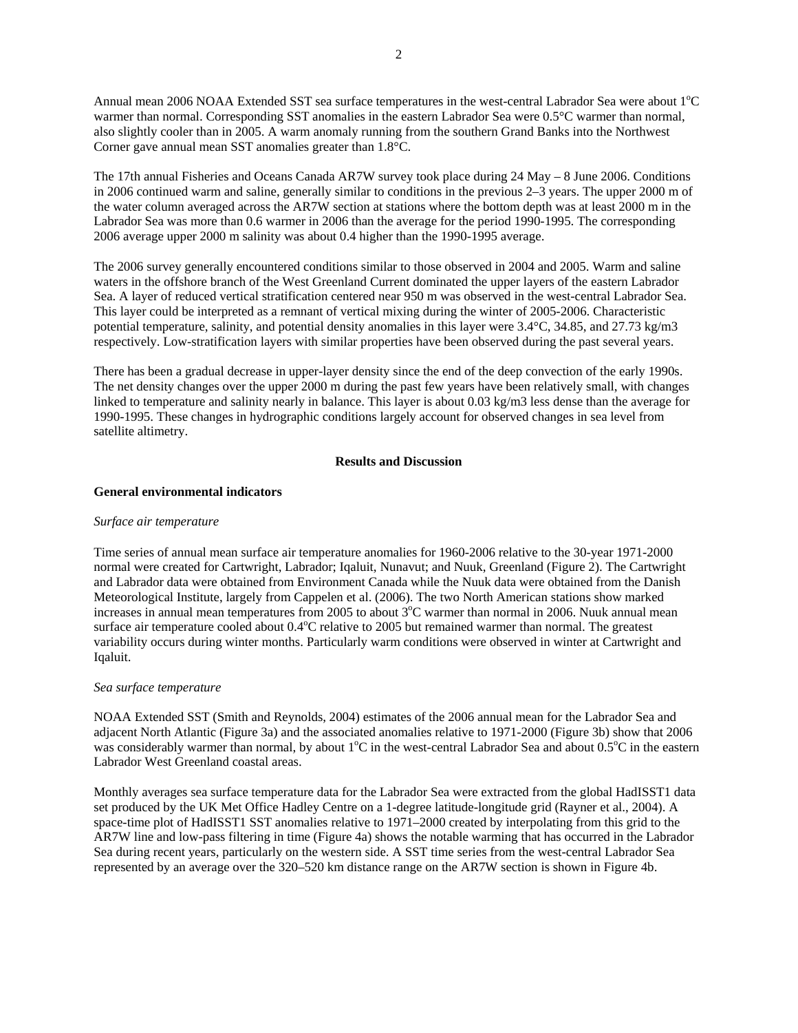Annual mean 2006 NOAA Extended SST sea surface temperatures in the west-central Labrador Sea were about 1°C warmer than normal. Corresponding SST anomalies in the eastern Labrador Sea were 0.5°C warmer than normal, also slightly cooler than in 2005. A warm anomaly running from the southern Grand Banks into the Northwest Corner gave annual mean SST anomalies greater than 1.8°C.

The 17th annual Fisheries and Oceans Canada AR7W survey took place during 24 May – 8 June 2006. Conditions in 2006 continued warm and saline, generally similar to conditions in the previous 2–3 years. The upper 2000 m of the water column averaged across the AR7W section at stations where the bottom depth was at least 2000 m in the Labrador Sea was more than 0.6 warmer in 2006 than the average for the period 1990-1995. The corresponding 2006 average upper 2000 m salinity was about 0.4 higher than the 1990-1995 average.

The 2006 survey generally encountered conditions similar to those observed in 2004 and 2005. Warm and saline waters in the offshore branch of the West Greenland Current dominated the upper layers of the eastern Labrador Sea. A layer of reduced vertical stratification centered near 950 m was observed in the west-central Labrador Sea. This layer could be interpreted as a remnant of vertical mixing during the winter of 2005-2006. Characteristic potential temperature, salinity, and potential density anomalies in this layer were 3.4°C, 34.85, and 27.73 kg/m3 respectively. Low-stratification layers with similar properties have been observed during the past several years.

There has been a gradual decrease in upper-layer density since the end of the deep convection of the early 1990s. The net density changes over the upper 2000 m during the past few years have been relatively small, with changes linked to temperature and salinity nearly in balance. This layer is about 0.03 kg/m3 less dense than the average for 1990-1995. These changes in hydrographic conditions largely account for observed changes in sea level from satellite altimetry.

## Results and Discussion

### General environmental indicators

*Surface air temperature*

Time series of annual mean surface air temperature anomalies for 1960-2006 relative to the 30-year 1971-2000 normal were created for Cartwright, Labrador; Iqaluit, Nunavut; and Nuuk, Greenland (Figure 2). The Cartwright and Labrador data were obtained from Environment Canada while the Nuuk data were obtained from the Danish Meteorological Institute, largely from Cappelen et al. (2006). The two North American stations show marked increases in annual mean temperatures from 2005 to about 3°C warmer than normal in 2006. Nuuk annual mean surface air temperature cooled about 0.4°C relative to 2005 but remained warmer than normal. The greatest variability occurs during winter months. Particularly warm conditions were observed in winter at Cartwright and Iqaluit.

*Sea surface temperature*

NOAA Extended SST (Smith and Reynolds, 2004) estimates of the 2006 annual mean for the Labrador Sea and adjacent North Atlantic (Figure 3a) and the associated anomalies relative to 1971-2000 (Figure 3b) show that 2006 was considerably warmer than normal, by about 1°C in the west-central Labrador Sea and about 0.5°C in the eastern Labrador West Greenland coastal areas.

Monthly averages sea surface temperature data for the Labrador Sea were extracted from the global HadISST1 data set produced by the UK Met Office Hadley Centre on a 1-degree latitude-longitude grid (Rayner et al., 2004). A space-time plot of HadISST1 SST anomalies relative to 1971–2000 created by interpolating from this grid to the AR7W line and low-pass filtering in time (Figure 4a) shows the notable warming that has occurred in the Labrador Sea during recent years, particularly on the western side. A SST time series from the west-central Labrador Sea represented by an average over the 320–520 km distance range on the AR7W section is shown in Figure 4b.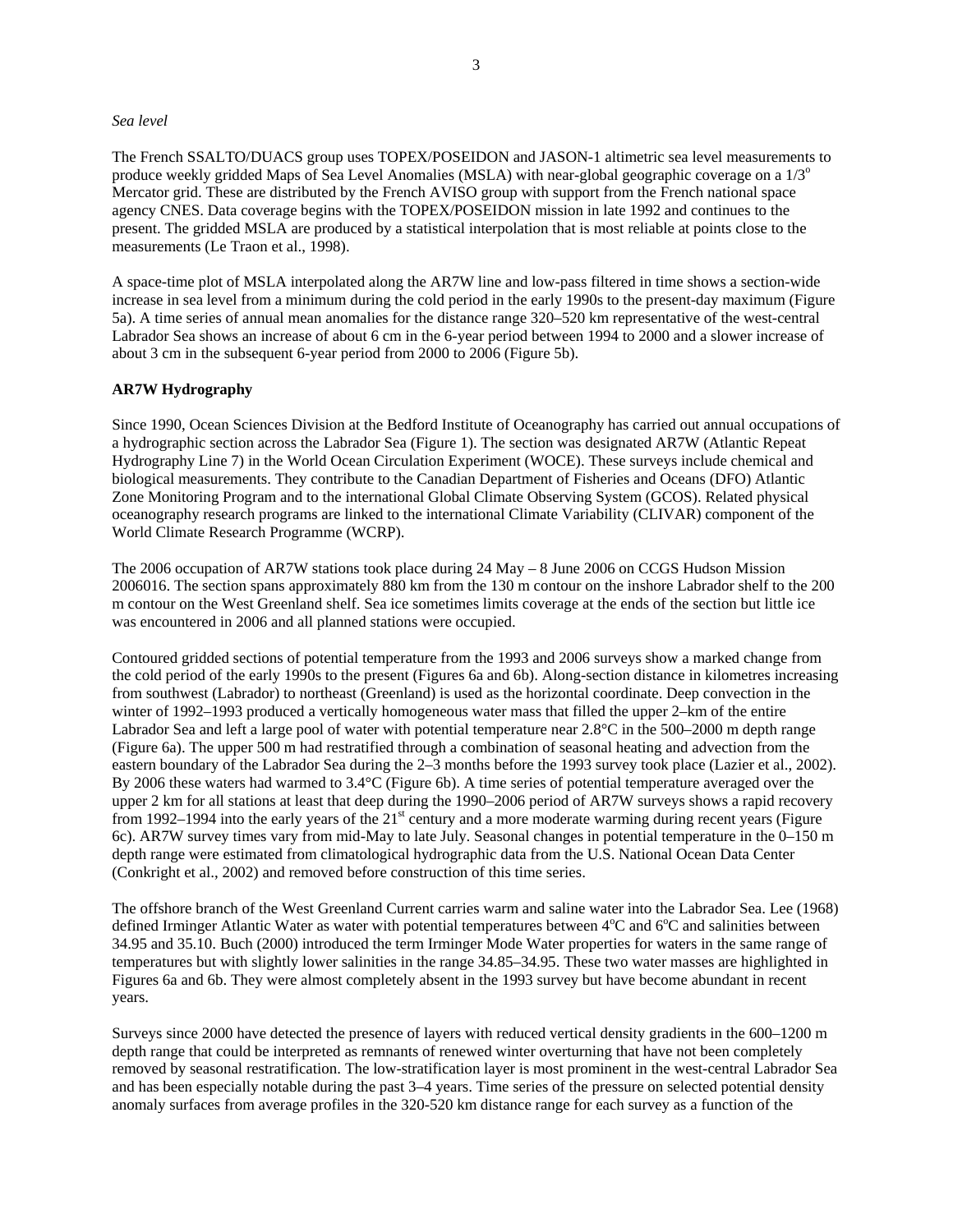*Sea level*

The French SSALTO/DUACS group uses TOPEX/POSEIDON and JASON-1 altimetric sea level measurements to produce weekly gridded Maps of Sea Level Anomalies (MSLA) with near-global geographic coverage on a $1/3^{o}$ Mercator grid. These are distributed by the French AVISO group with support from the French national space agency CNES. Data coverage begins with the TOPEX/POSEIDON mission in late 1992 and continues to the present. The gridded MSLA are produced by a statistical interpolation that is most reliable at points close to the measurements (Le Traon et al., 1998).

A space-time plot of MSLA interpolated along the AR7W line and low-pass filtered in time shows a section-wide increase in sea level from a minimum during the cold period in the early 1990s to the present-day maximum (Figure 5a). A time series of annual mean anomalies for the distance range 320–520 km representative of the west-central Labrador Sea shows an increase of about 6 cm in the 6-year period between 1994 to 2000 and a slower increase of about 3 cm in the subsequent 6-year period from 2000 to 2006 (Figure 5b).

**AR7W Hydrography**

Since 1990, Ocean Sciences Division at the Bedford Institute of Oceanography has carried out annual occupations of a hydrographic section across the Labrador Sea (Figure 1). The section was designated AR7W (Atlantic Repeat Hydrography Line 7) in the World Ocean Circulation Experiment (WOCE). These surveys include chemical and biological measurements. They contribute to the Canadian Department of Fisheries and Oceans (DFO) Atlantic Zone Monitoring Program and to the international Global Climate Observing System (GCOS). Related physical oceanography research programs are linked to the international Climate Variability (CLIVAR) component of the World Climate Research Programme (WCRP).

The 2006 occupation of AR7W stations took place during 24 May – 8 June 2006 on CCGS Hudson Mission 2006016. The section spans approximately 880 km from the 130 m contour on the inshore Labrador shelf to the 200 m contour on the West Greenland shelf. Sea ice sometimes limits coverage at the ends of the section but little ice was encountered in 2006 and all planned stations were occupied.

Contoured gridded sections of potential temperature from the 1993 and 2006 surveys show a marked change from the cold period of the early 1990s to the present (Figures 6a and 6b). Along-section distance in kilometres increasing from southwest (Labrador) to northeast (Greenland) is used as the horizontal coordinate. Deep convection in the winter of 1992–1993 produced a vertically homogeneous water mass that filled the upper 2–km of the entire Labrador Sea and left a large pool of water with potential temperature near 2.8°C in the 500–2000 m depth range (Figure 6a). The upper 500 m had restratified through a combination of seasonal heating and advection from the eastern boundary of the Labrador Sea during the 2–3 months before the 1993 survey took place (Lazier et al., 2002). By 2006 these waters had warmed to 3.4°C (Figure 6b). A time series of potential temperature averaged over the upper 2 km for all stations at least that deep during the 1990–2006 period of AR7W surveys shows a rapid recovery from 1992–1994 into the early years of the 21st century and a more moderate warming during recent years (Figure 6c). AR7W survey times vary from mid-May to late July. Seasonal changes in potential temperature in the 0–150 m depth range were estimated from climatological hydrographic data from the U.S. National Ocean Data Center (Conkright et al., 2002) and removed before construction of this time series.

The offshore branch of the West Greenland Current carries warm and saline water into the Labrador Sea. Lee (1968) defined Irminger Atlantic Water as water with potential temperatures between 4°C and 6°C and salinities between 34.95 and 35.10. Buch (2000) introduced the term Irminger Mode Water properties for waters in the same range of temperatures but with slightly lower salinities in the range 34.85–34.95. These two water masses are highlighted in Figures 6a and 6b. They were almost completely absent in the 1993 survey but have become abundant in recent years.

Surveys since 2000 have detected the presence of layers with reduced vertical density gradients in the 600–1200 m depth range that could be interpreted as remnants of renewed winter overturning that have not been completely removed by seasonal restratification. The low-stratification layer is most prominent in the west-central Labrador Sea and has been especially notable during the past 3–4 years. Time series of the pressure on selected potential density anomaly surfaces from average profiles in the 320-520 km distance range for each survey as a function of the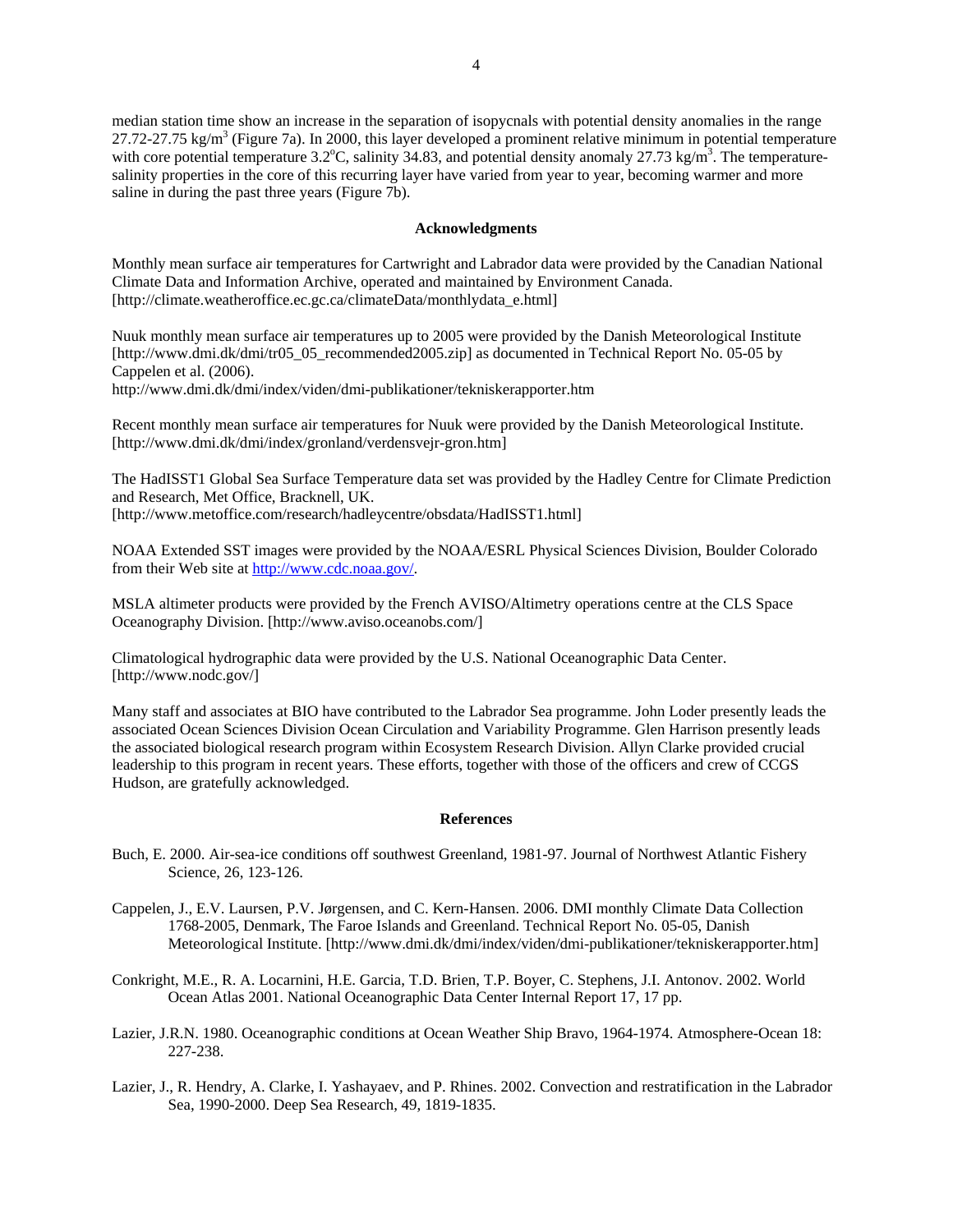median station time show an increase in the separation of isopycnals with potential density anomalies in the range 27.72-27.75 kg/m$^3$ (Figure 7a). In 2000, this layer developed a prominent relative minimum in potential temperature with core potential temperature 3.2$^o$C, salinity 34.83, and potential density anomaly 27.73 kg/m$^3$. The temperature-salinity properties in the core of this recurring layer have varied from year to year, becoming warmer and more saline in during the past three years (Figure 7b).

## Acknowledgments

Monthly mean surface air temperatures for Cartwright and Labrador data were provided by the Canadian National Climate Data and Information Archive, operated and maintained by Environment Canada. [http://climate.weatheroffice.ec.gc.ca/climateData/monthlydata_e.html]

Nuuk monthly mean surface air temperatures up to 2005 were provided by the Danish Meteorological Institute [http://www.dmi.dk/dmi/tr05_05_recommended2005.zip] as documented in Technical Report No. 05-05 by Cappelen et al. (2006).
http://www.dmi.dk/dmi/index/viden/dmi-publikationer/tekniskerapporter.htm

Recent monthly mean surface air temperatures for Nuuk were provided by the Danish Meteorological Institute. [http://www.dmi.dk/dmi/index/gronland/verdensvejr-gron.htm]

The HadISST1 Global Sea Surface Temperature data set was provided by the Hadley Centre for Climate Prediction and Research, Met Office, Bracknell, UK.
[http://www.metoffice.com/research/hadleycentre/obsdata/HadISST1.html]

NOAA Extended SST images were provided by the NOAA/ESRL Physical Sciences Division, Boulder Colorado from their Web site at http://www.cdc.noaa.gov/.

MSLA altimeter products were provided by the French AVISO/Altimetry operations centre at the CLS Space Oceanography Division. [http://www.aviso.oceanobs.com/]

Climatological hydrographic data were provided by the U.S. National Oceanographic Data Center. [http://www.nodc.gov/]

Many staff and associates at BIO have contributed to the Labrador Sea programme. John Loder presently leads the associated Ocean Sciences Division Ocean Circulation and Variability Programme. Glen Harrison presently leads the associated biological research program within Ecosystem Research Division. Allyn Clarke provided crucial leadership to this program in recent years. These efforts, together with those of the officers and crew of CCGS Hudson, are gratefully acknowledged.

## References

Buch, E. 2000. Air-sea-ice conditions off southwest Greenland, 1981-97. Journal of Northwest Atlantic Fishery Science, 26, 123-126.

Cappelen, J., E.V. Laursen, P.V. Jørgensen, and C. Kern-Hansen. 2006. DMI monthly Climate Data Collection 1768-2005, Denmark, The Faroe Islands and Greenland. Technical Report No. 05-05, Danish Meteorological Institute. [http://www.dmi.dk/dmi/index/viden/dmi-publikationer/tekniskerapporter.htm]

Conkright, M.E., R. A. Locarnini, H.E. Garcia, T.D. Brien, T.P. Boyer, C. Stephens, J.I. Antonov. 2002. World Ocean Atlas 2001. National Oceanographic Data Center Internal Report 17, 17 pp.

Lazier, J.R.N. 1980. Oceanographic conditions at Ocean Weather Ship Bravo, 1964-1974. Atmosphere-Ocean 18: 227-238.

Lazier, J., R. Hendry, A. Clarke, I. Yashayaev, and P. Rhines. 2002. Convection and restratification in the Labrador Sea, 1990-2000. Deep Sea Research, 49, 1819-1835.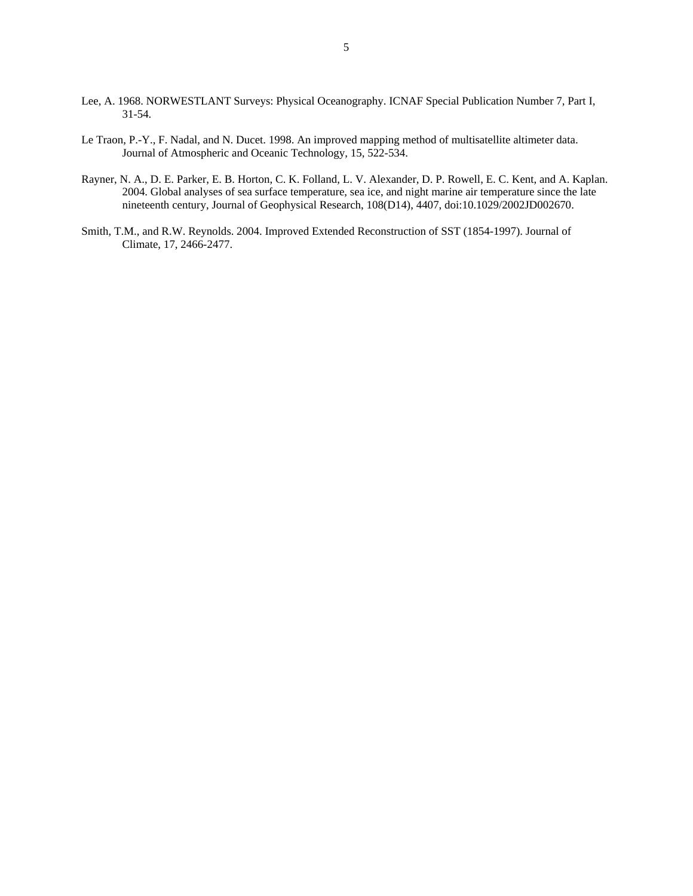Lee, A. 1968. NORWESTLANT Surveys: Physical Oceanography. ICNAF Special Publication Number 7, Part I, 31-54.

Le Traon, P.-Y., F. Nadal, and N. Ducet. 1998. An improved mapping method of multisatellite altimeter data. Journal of Atmospheric and Oceanic Technology, 15, 522-534.

Rayner, N. A., D. E. Parker, E. B. Horton, C. K. Folland, L. V. Alexander, D. P. Rowell, E. C. Kent, and A. Kaplan. 2004. Global analyses of sea surface temperature, sea ice, and night marine air temperature since the late nineteenth century, Journal of Geophysical Research, 108(D14), 4407, doi:10.1029/2002JD002670.

Smith, T.M., and R.W. Reynolds. 2004. Improved Extended Reconstruction of SST (1854-1997). Journal of Climate, 17, 2466-2477.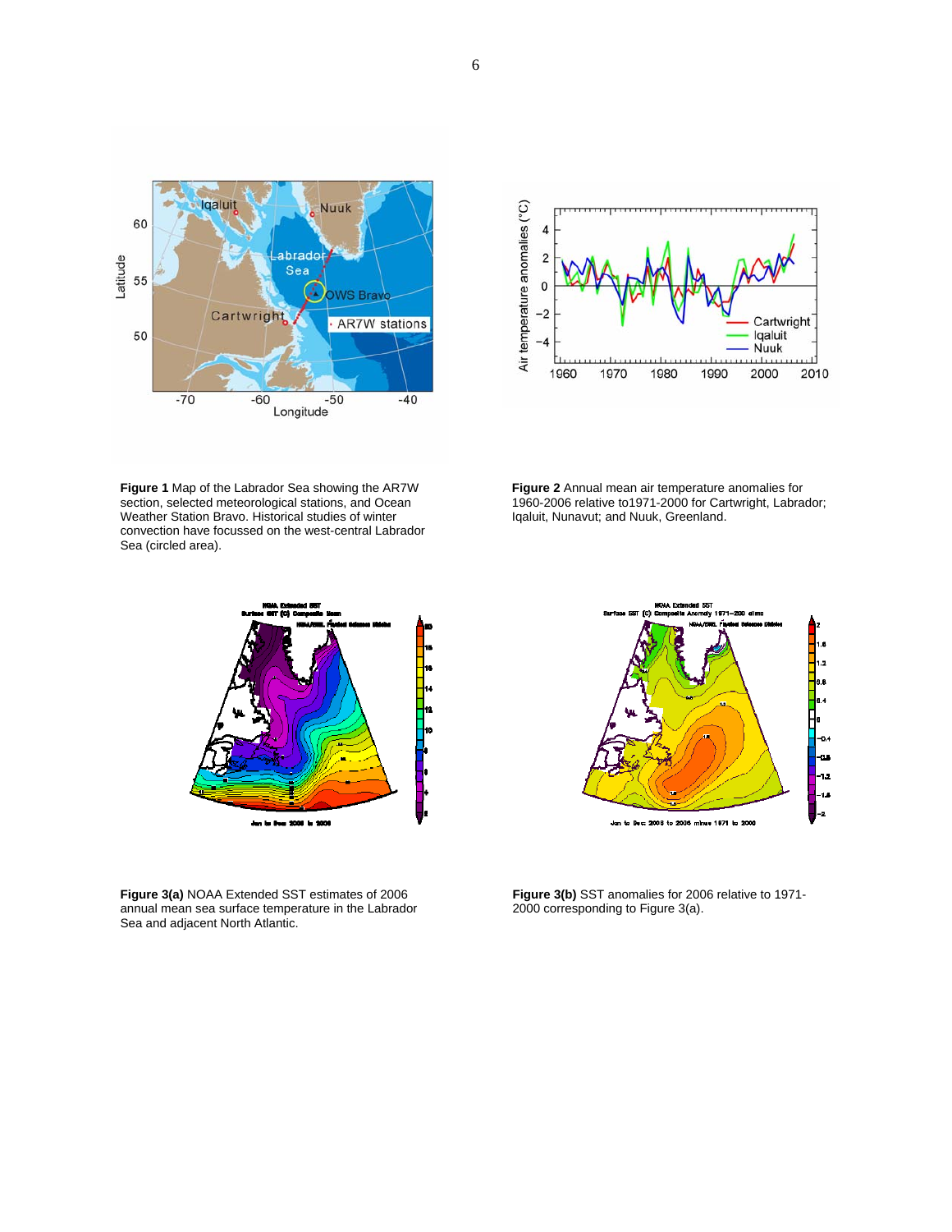**Figure 1** Map of the Labrador Sea showing the AR7W section, selected meteorological stations, and Ocean Weather Station Bravo. Historical studies of winter convection have focussed on the west-central Labrador Sea (circled area).

**Figure 2** Annual mean air temperature anomalies for 1960-2006 relative to1971-2000 for Cartwright, Labrador; Iqaluit, Nunavut; and Nuuk, Greenland.

**Figure 3(a)** NOAA Extended SST estimates of 2006 annual mean sea surface temperature in the Labrador Sea and adjacent North Atlantic.

**Figure 3(b)** SST anomalies for 2006 relative to 1971-2000 corresponding to Figure 3(a).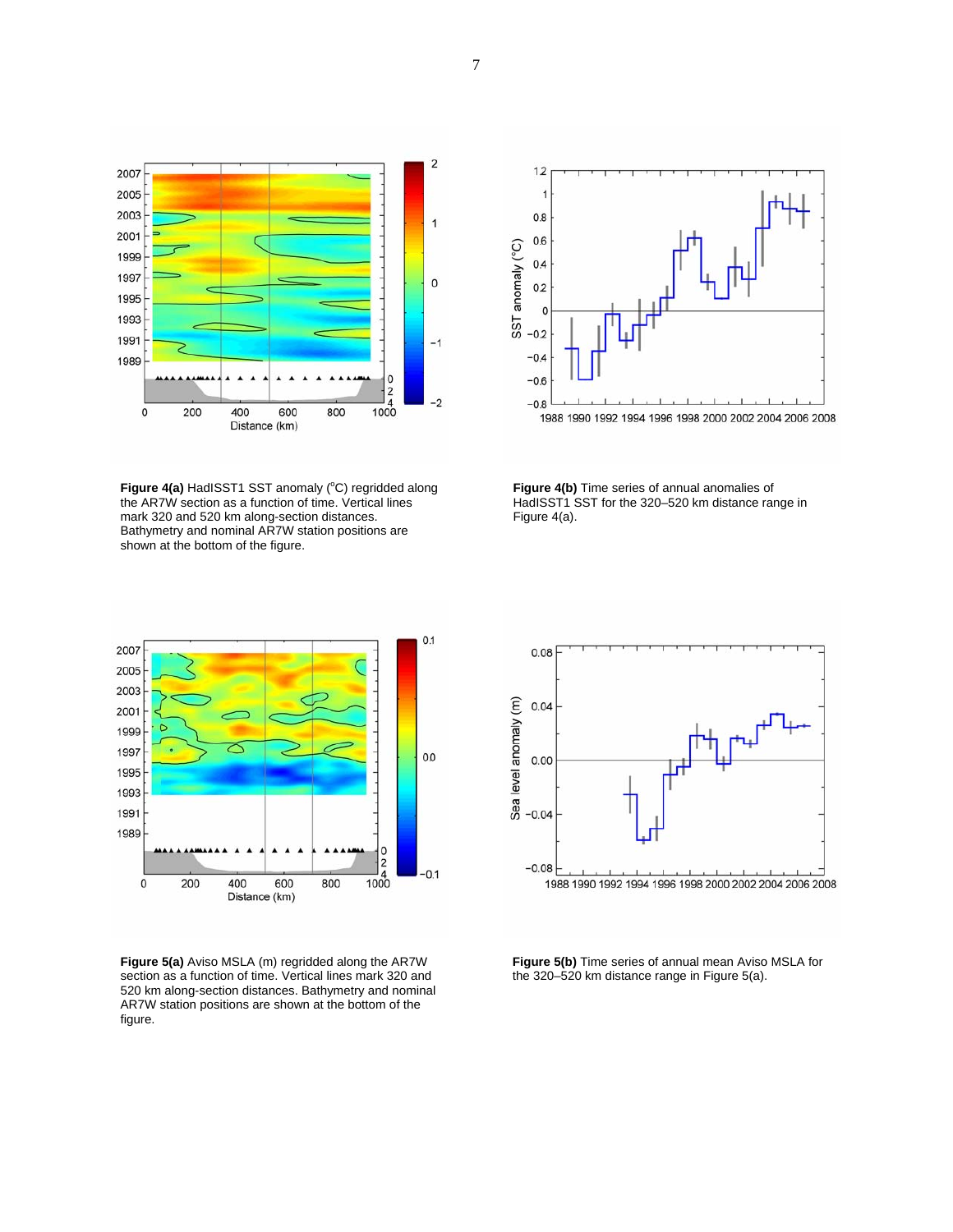**Figure 4(a)** HadISST1 SST anomaly ($^{o}$C) regridded along the AR7W section as a function of time. Vertical lines mark 320 and 520 km along-section distances. Bathymetry and nominal AR7W station positions are shown at the bottom of the figure.

**Figure 4(b)** Time series of annual anomalies of HadISST1 SST for the 320–520 km distance range in Figure 4(a).

**Figure 5(a)** Aviso MSLA (m) regridded along the AR7W section as a function of time. Vertical lines mark 320 and 520 km along-section distances. Bathymetry and nominal AR7W station positions are shown at the bottom of the figure.

**Figure 5(b)** Time series of annual mean Aviso MSLA for the 320–520 km distance range in Figure 5(a).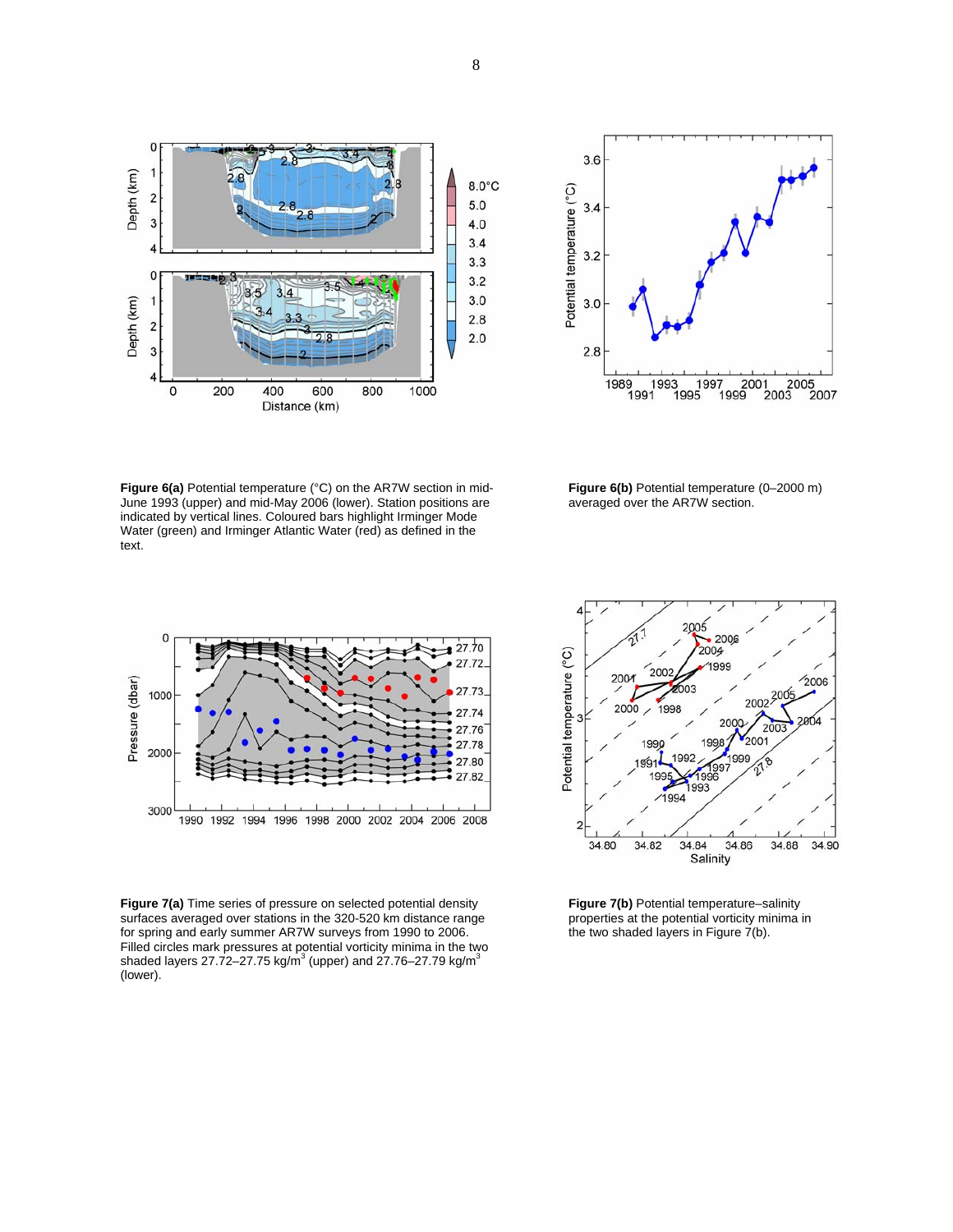0
1
2
3
4
Depth (km)
2.8
2.8
2
2.8
2.8
2
3
3.4
4
8
2.5

0
1
2
3
4
Depth (km)
3.5
3.4
3.4
3.3
3
2.8
2
3.5
4

0 200 400 600 800 1000
Distance (km)

8.0°C
5.0
4.0
3.4
3.3
3.2
3.0
2.8
2.0

Potential temperature (°C)
3.6
3.4
3.2
3.0
2.8
1989 1991 1993 1995 1997 1999 2001 2003 2005 2007

**Figure 6(a)** Potential temperature (°C) on the AR7W section in mid-June 1993 (upper) and mid-May 2006 (lower). Station positions are indicated by vertical lines. Coloured bars highlight Irminger Mode Water (green) and Irminger Atlantic Water (red) as defined in the text.

**Figure 6(b)** Potential temperature (0–2000 m) averaged over the AR7W section.

Pressure (dbar)
0
1000
2000
3000
1990 1992 1994 1996 1998 2000 2002 2004 2006 2008
27.70
27.72
27.73
27.74
27.76
27.78
27.80
27.82

Potential temperature (°C)
4
3
2
34.80 34.82 34.84 34.86 34.88 34.90
Salinity
27.7
27.8
2005
2006
2004
1999
2001
2002
2003
2000
1998
2006
2002
2005
2003
2004
2000
1998
2001
1990
1991
1992
1999
1997
1995
1996
1993
1994

**Figure 7(a)** Time series of pressure on selected potential density surfaces averaged over stations in the 320-520 km distance range for spring and early summer AR7W surveys from 1990 to 2006. Filled circles mark pressures at potential vorticity minima in the two shaded layers 27.72–27.75 kg/m[3] (upper) and 27.76–27.79 kg/m[3] (lower).

**Figure 7(b)** Potential temperature–salinity properties at the potential vorticity minima in the two shaded layers in Figure 7(b).